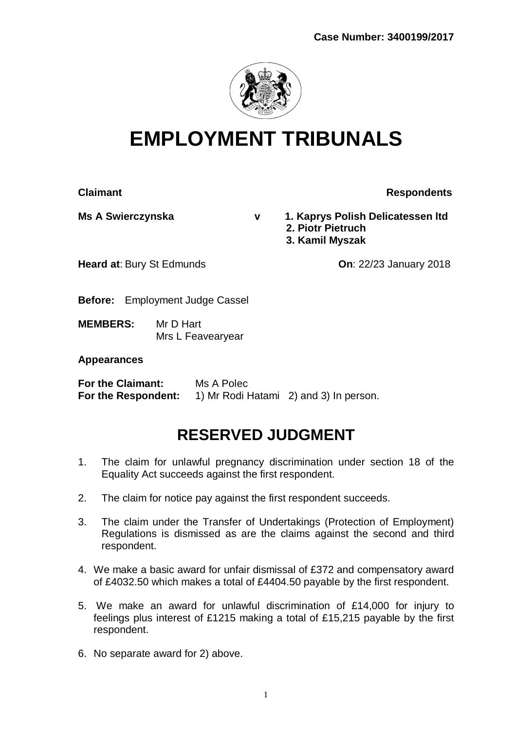**Case Number: 3400199/2017**

# EMPLOYMENT TRIBUNALS

**Claimant** **Respondents**

**Ms A Swierczynska** **v** **1. Kaprys Polish Delicatessen ltd**
**2. Piotr Pietruch**
**3. Kamil Myszak**

**Heard at**: Bury St Edmunds **On**: 22/23 January 2018

**Before:** Employment Judge Cassel

**MEMBERS:** Mr D Hart
Mrs L Feavearyear

**Appearances**

**For the Claimant:** Ms A Polec
**For the Respondent:** 1) Mr Rodi Hatami 2) and 3) In person.

## RESERVED JUDGMENT

1. The claim for unlawful pregnancy discrimination under section 18 of the Equality Act succeeds against the first respondent.

2. The claim for notice pay against the first respondent succeeds.

3. The claim under the Transfer of Undertakings (Protection of Employment) Regulations is dismissed as are the claims against the second and third respondent.

4. We make a basic award for unfair dismissal of £372 and compensatory award of £4032.50 which makes a total of £4404.50 payable by the first respondent.

5. We make an award for unlawful discrimination of £14,000 for injury to feelings plus interest of £1215 making a total of £15,215 payable by the first respondent.

6. No separate award for 2) above.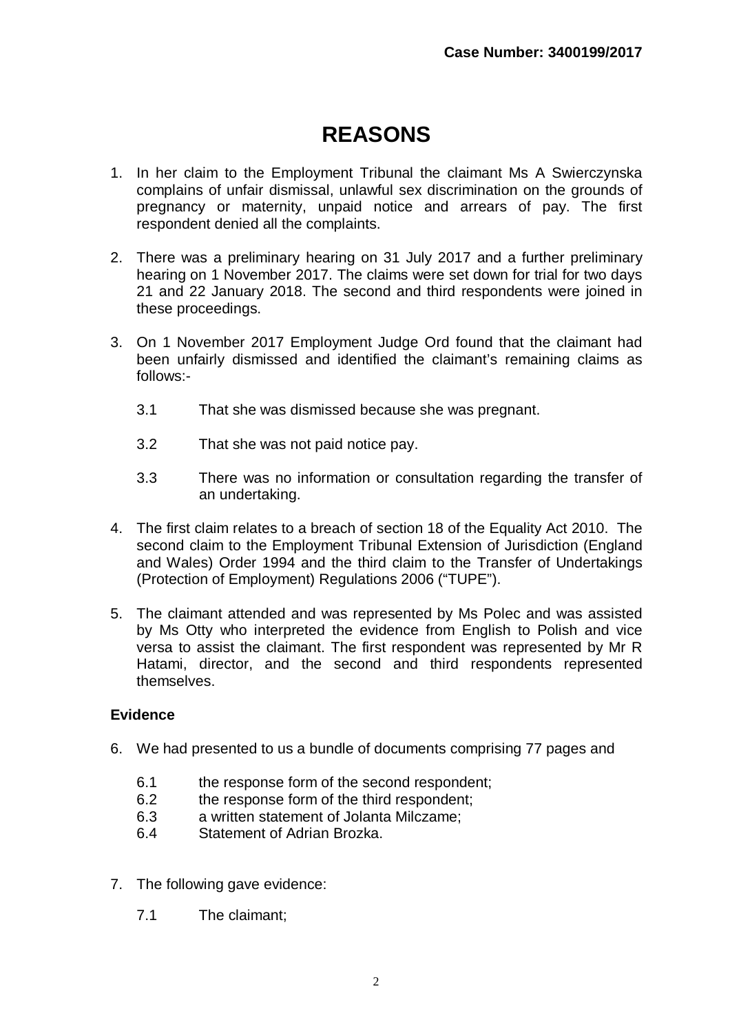Case Number: 3400199/2017

# REASONS

1. In her claim to the Employment Tribunal the claimant Ms A Swierczynska complains of unfair dismissal, unlawful sex discrimination on the grounds of pregnancy or maternity, unpaid notice and arrears of pay. The first respondent denied all the complaints.

2. There was a preliminary hearing on 31 July 2017 and a further preliminary hearing on 1 November 2017. The claims were set down for trial for two days 21 and 22 January 2018. The second and third respondents were joined in these proceedings.

3. On 1 November 2017 Employment Judge Ord found that the claimant had been unfairly dismissed and identified the claimant's remaining claims as follows:-

   3.1 That she was dismissed because she was pregnant.

   3.2 That she was not paid notice pay.

   3.3 There was no information or consultation regarding the transfer of an undertaking.

4. The first claim relates to a breach of section 18 of the Equality Act 2010. The second claim to the Employment Tribunal Extension of Jurisdiction (England and Wales) Order 1994 and the third claim to the Transfer of Undertakings (Protection of Employment) Regulations 2006 ("TUPE").

5. The claimant attended and was represented by Ms Polec and was assisted by Ms Otty who interpreted the evidence from English to Polish and vice versa to assist the claimant. The first respondent was represented by Mr R Hatami, director, and the second and third respondents represented themselves.

**Evidence**

6. We had presented to us a bundle of documents comprising 77 pages and

   6.1 the response form of the second respondent;
   6.2 the response form of the third respondent;
   6.3 a written statement of Jolanta Milczame;
   6.4 Statement of Adrian Brozka.

7. The following gave evidence:

   7.1 The claimant;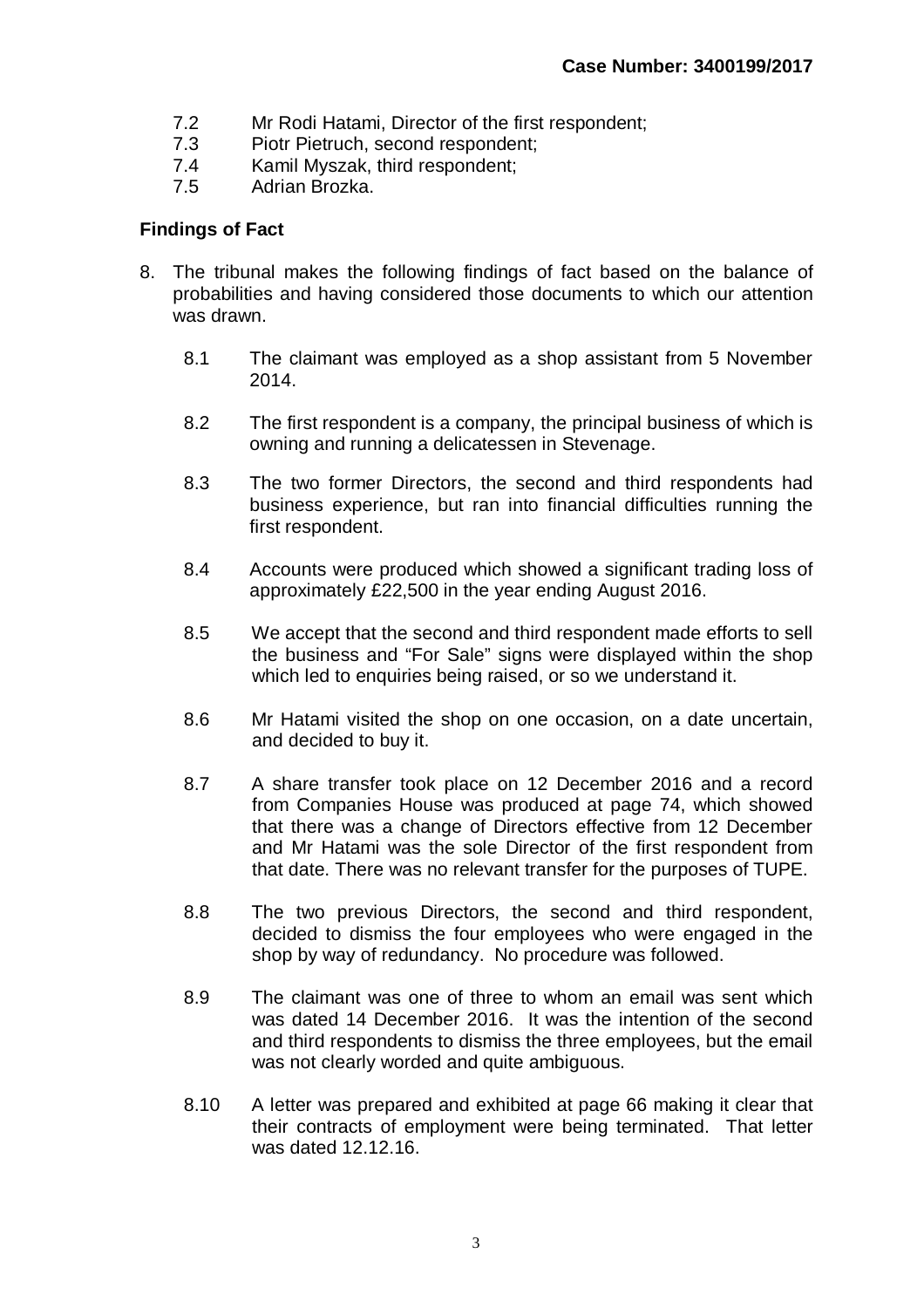7.2 Mr Rodi Hatami, Director of the first respondent;
7.3 Piotr Pietruch, second respondent;
7.4 Kamil Myszak, third respondent;
7.5 Adrian Brozka.

**Findings of Fact**

8. The tribunal makes the following findings of fact based on the balance of probabilities and having considered those documents to which our attention was drawn.

   8.1 The claimant was employed as a shop assistant from 5 November 2014.

   8.2 The first respondent is a company, the principal business of which is owning and running a delicatessen in Stevenage.

   8.3 The two former Directors, the second and third respondents had business experience, but ran into financial difficulties running the first respondent.

   8.4 Accounts were produced which showed a significant trading loss of approximately £22,500 in the year ending August 2016.

   8.5 We accept that the second and third respondent made efforts to sell the business and "For Sale" signs were displayed within the shop which led to enquiries being raised, or so we understand it.

   8.6 Mr Hatami visited the shop on one occasion, on a date uncertain, and decided to buy it.

   8.7 A share transfer took place on 12 December 2016 and a record from Companies House was produced at page 74, which showed that there was a change of Directors effective from 12 December and Mr Hatami was the sole Director of the first respondent from that date. There was no relevant transfer for the purposes of TUPE.

   8.8 The two previous Directors, the second and third respondent, decided to dismiss the four employees who were engaged in the shop by way of redundancy. No procedure was followed.

   8.9 The claimant was one of three to whom an email was sent which was dated 14 December 2016. It was the intention of the second and third respondents to dismiss the three employees, but the email was not clearly worded and quite ambiguous.

   8.10 A letter was prepared and exhibited at page 66 making it clear that their contracts of employment were being terminated. That letter was dated 12.12.16.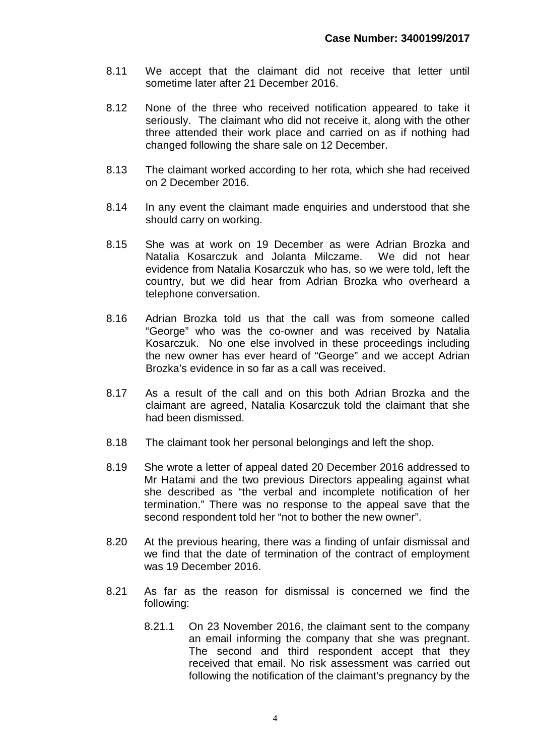8.11 We accept that the claimant did not receive that letter until sometime later after 21 December 2016.

8.12 None of the three who received notification appeared to take it seriously. The claimant who did not receive it, along with the other three attended their work place and carried on as if nothing had changed following the share sale on 12 December.

8.13 The claimant worked according to her rota, which she had received on 2 December 2016.

8.14 In any event the claimant made enquiries and understood that she should carry on working.

8.15 She was at work on 19 December as were Adrian Brozka and Natalia Kosarczuk and Jolanta Milczame. We did not hear evidence from Natalia Kosarczuk who has, so we were told, left the country, but we did hear from Adrian Brozka who overheard a telephone conversation.

8.16 Adrian Brozka told us that the call was from someone called "George" who was the co-owner and was received by Natalia Kosarczuk. No one else involved in these proceedings including the new owner has ever heard of "George" and we accept Adrian Brozka's evidence in so far as a call was received.

8.17 As a result of the call and on this both Adrian Brozka and the claimant are agreed, Natalia Kosarczuk told the claimant that she had been dismissed.

8.18 The claimant took her personal belongings and left the shop.

8.19 She wrote a letter of appeal dated 20 December 2016 addressed to Mr Hatami and the two previous Directors appealing against what she described as "the verbal and incomplete notification of her termination." There was no response to the appeal save that the second respondent told her "not to bother the new owner".

8.20 At the previous hearing, there was a finding of unfair dismissal and we find that the date of termination of the contract of employment was 19 December 2016.

8.21 As far as the reason for dismissal is concerned we find the following:

8.21.1 On 23 November 2016, the claimant sent to the company an email informing the company that she was pregnant. The second and third respondent accept that they received that email. No risk assessment was carried out following the notification of the claimant's pregnancy by the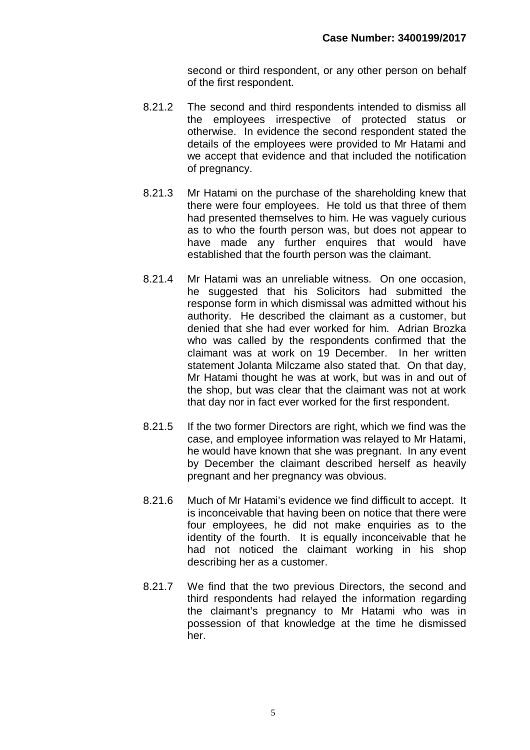second or third respondent, or any other person on behalf of the first respondent.

8.21.2 The second and third respondents intended to dismiss all the employees irrespective of protected status or otherwise. In evidence the second respondent stated the details of the employees were provided to Mr Hatami and we accept that evidence and that included the notification of pregnancy.

8.21.3 Mr Hatami on the purchase of the shareholding knew that there were four employees. He told us that three of them had presented themselves to him. He was vaguely curious as to who the fourth person was, but does not appear to have made any further enquires that would have established that the fourth person was the claimant.

8.21.4 Mr Hatami was an unreliable witness. On one occasion, he suggested that his Solicitors had submitted the response form in which dismissal was admitted without his authority. He described the claimant as a customer, but denied that she had ever worked for him. Adrian Brozka who was called by the respondents confirmed that the claimant was at work on 19 December. In her written statement Jolanta Milczame also stated that. On that day, Mr Hatami thought he was at work, but was in and out of the shop, but was clear that the claimant was not at work that day nor in fact ever worked for the first respondent.

8.21.5 If the two former Directors are right, which we find was the case, and employee information was relayed to Mr Hatami, he would have known that she was pregnant. In any event by December the claimant described herself as heavily pregnant and her pregnancy was obvious.

8.21.6 Much of Mr Hatami's evidence we find difficult to accept. It is inconceivable that having been on notice that there were four employees, he did not make enquiries as to the identity of the fourth. It is equally inconceivable that he had not noticed the claimant working in his shop describing her as a customer.

8.21.7 We find that the two previous Directors, the second and third respondents had relayed the information regarding the claimant's pregnancy to Mr Hatami who was in possession of that knowledge at the time he dismissed her.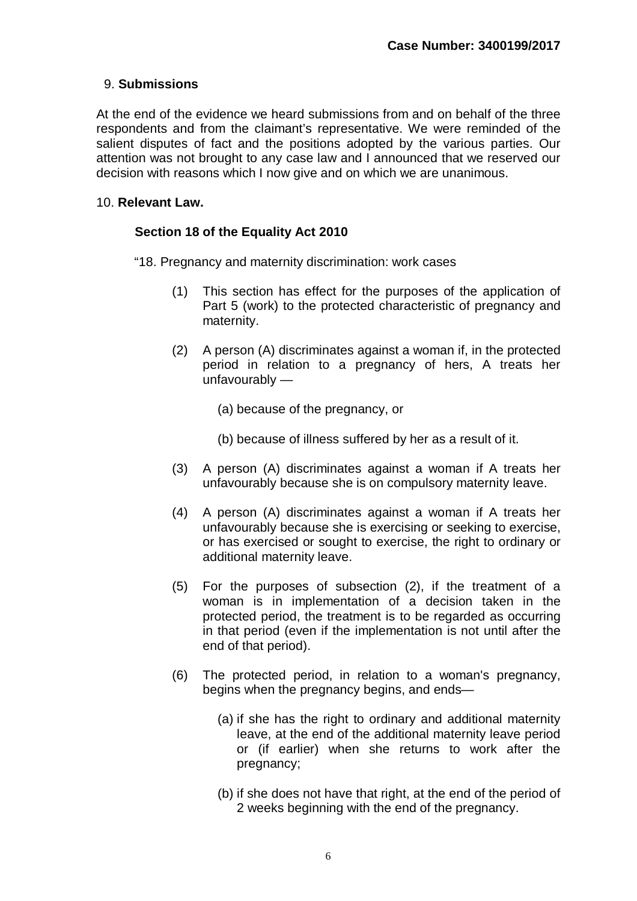## 9. **Submissions**

At the end of the evidence we heard submissions from and on behalf of the three respondents and from the claimant's representative. We were reminded of the salient disputes of fact and the positions adopted by the various parties. Our attention was not brought to any case law and I announced that we reserved our decision with reasons which I now give and on which we are unanimous.

## 10. **Relevant Law.**

### **Section 18 of the Equality Act 2010**

"18. Pregnancy and maternity discrimination: work cases

(1) This section has effect for the purposes of the application of Part 5 (work) to the protected characteristic of pregnancy and maternity.

(2) A person (A) discriminates against a woman if, in the protected period in relation to a pregnancy of hers, A treats her unfavourably —

(a) because of the pregnancy, or

(b) because of illness suffered by her as a result of it.

(3) A person (A) discriminates against a woman if A treats her unfavourably because she is on compulsory maternity leave.

(4) A person (A) discriminates against a woman if A treats her unfavourably because she is exercising or seeking to exercise, or has exercised or sought to exercise, the right to ordinary or additional maternity leave.

(5) For the purposes of subsection (2), if the treatment of a woman is in implementation of a decision taken in the protected period, the treatment is to be regarded as occurring in that period (even if the implementation is not until after the end of that period).

(6) The protected period, in relation to a woman's pregnancy, begins when the pregnancy begins, and ends—

(a) if she has the right to ordinary and additional maternity leave, at the end of the additional maternity leave period or (if earlier) when she returns to work after the pregnancy;

(b) if she does not have that right, at the end of the period of 2 weeks beginning with the end of the pregnancy.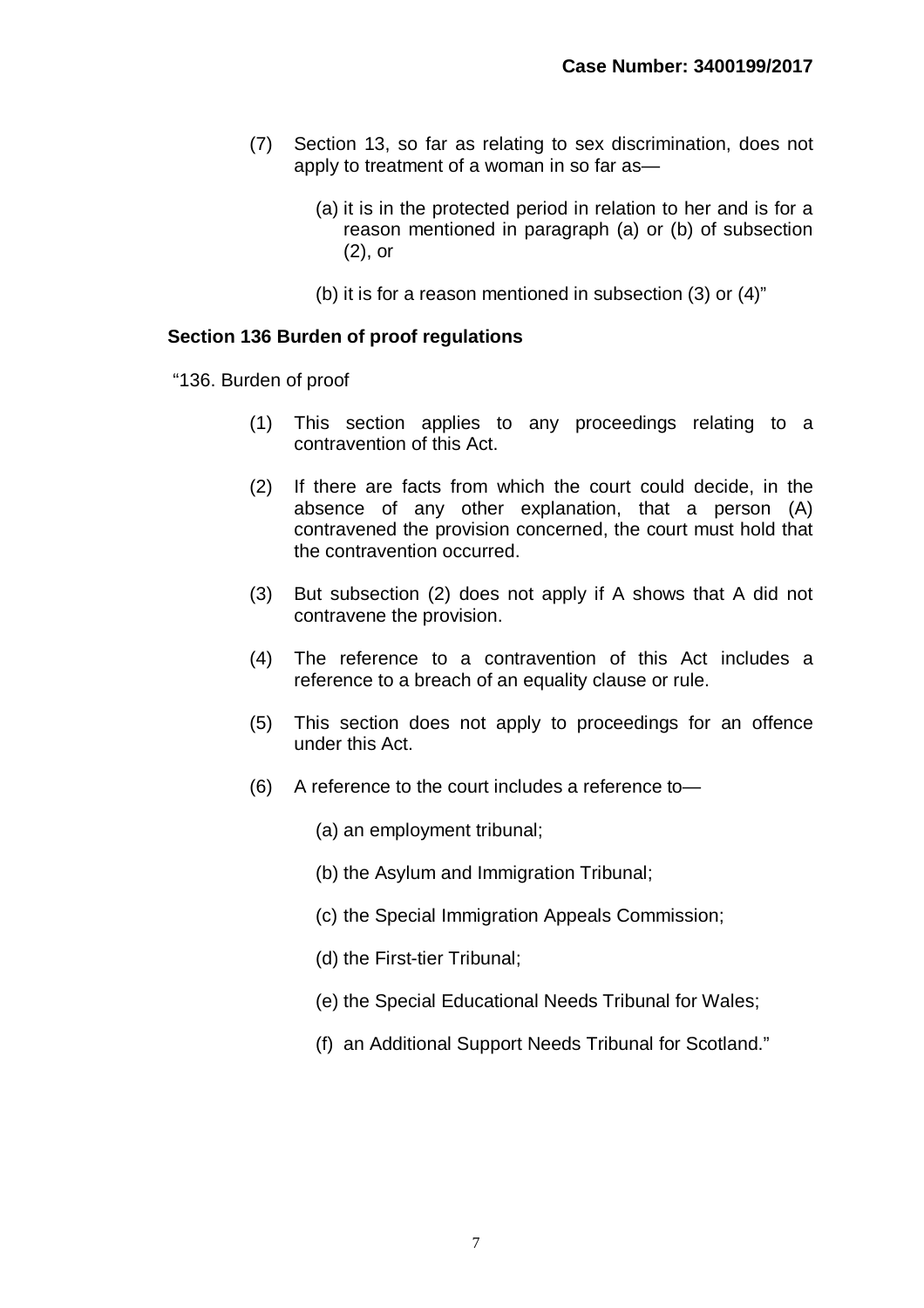(7) Section 13, so far as relating to sex discrimination, does not apply to treatment of a woman in so far as—

   (a) it is in the protected period in relation to her and is for a reason mentioned in paragraph (a) or (b) of subsection (2), or

   (b) it is for a reason mentioned in subsection (3) or (4)"

**Section 136 Burden of proof regulations**

"136. Burden of proof

(1) This section applies to any proceedings relating to a contravention of this Act.

(2) If there are facts from which the court could decide, in the absence of any other explanation, that a person (A) contravened the provision concerned, the court must hold that the contravention occurred.

(3) But subsection (2) does not apply if A shows that A did not contravene the provision.

(4) The reference to a contravention of this Act includes a reference to a breach of an equality clause or rule.

(5) This section does not apply to proceedings for an offence under this Act.

(6) A reference to the court includes a reference to—

   (a) an employment tribunal;

   (b) the Asylum and Immigration Tribunal;

   (c) the Special Immigration Appeals Commission;

   (d) the First-tier Tribunal;

   (e) the Special Educational Needs Tribunal for Wales;

   (f) an Additional Support Needs Tribunal for Scotland."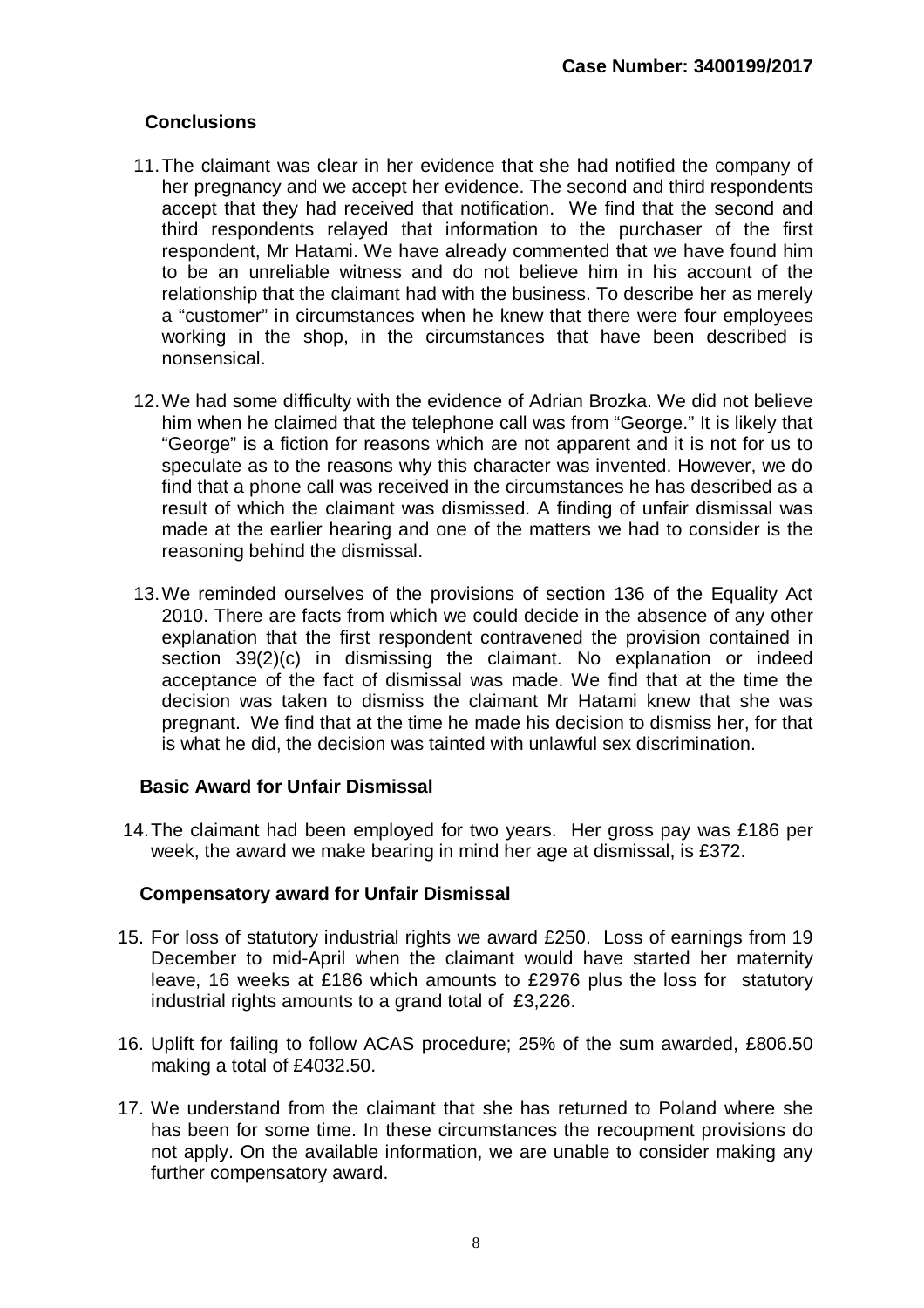## Conclusions

11. The claimant was clear in her evidence that she had notified the company of her pregnancy and we accept her evidence. The second and third respondents accept that they had received that notification. We find that the second and third respondents relayed that information to the purchaser of the first respondent, Mr Hatami. We have already commented that we have found him to be an unreliable witness and do not believe him in his account of the relationship that the claimant had with the business. To describe her as merely a "customer" in circumstances when he knew that there were four employees working in the shop, in the circumstances that have been described is nonsensical.

12. We had some difficulty with the evidence of Adrian Brozka. We did not believe him when he claimed that the telephone call was from "George." It is likely that "George" is a fiction for reasons which are not apparent and it is not for us to speculate as to the reasons why this character was invented. However, we do find that a phone call was received in the circumstances he has described as a result of which the claimant was dismissed. A finding of unfair dismissal was made at the earlier hearing and one of the matters we had to consider is the reasoning behind the dismissal.

13. We reminded ourselves of the provisions of section 136 of the Equality Act 2010. There are facts from which we could decide in the absence of any other explanation that the first respondent contravened the provision contained in section 39(2)(c) in dismissing the claimant. No explanation or indeed acceptance of the fact of dismissal was made. We find that at the time the decision was taken to dismiss the claimant Mr Hatami knew that she was pregnant. We find that at the time he made his decision to dismiss her, for that is what he did, the decision was tainted with unlawful sex discrimination.

## Basic Award for Unfair Dismissal

14. The claimant had been employed for two years. Her gross pay was £186 per week, the award we make bearing in mind her age at dismissal, is £372.

## Compensatory award for Unfair Dismissal

15. For loss of statutory industrial rights we award £250. Loss of earnings from 19 December to mid-April when the claimant would have started her maternity leave, 16 weeks at £186 which amounts to £2976 plus the loss for statutory industrial rights amounts to a grand total of £3,226.

16. Uplift for failing to follow ACAS procedure; 25% of the sum awarded, £806.50 making a total of £4032.50.

17. We understand from the claimant that she has returned to Poland where she has been for some time. In these circumstances the recoupment provisions do not apply. On the available information, we are unable to consider making any further compensatory award.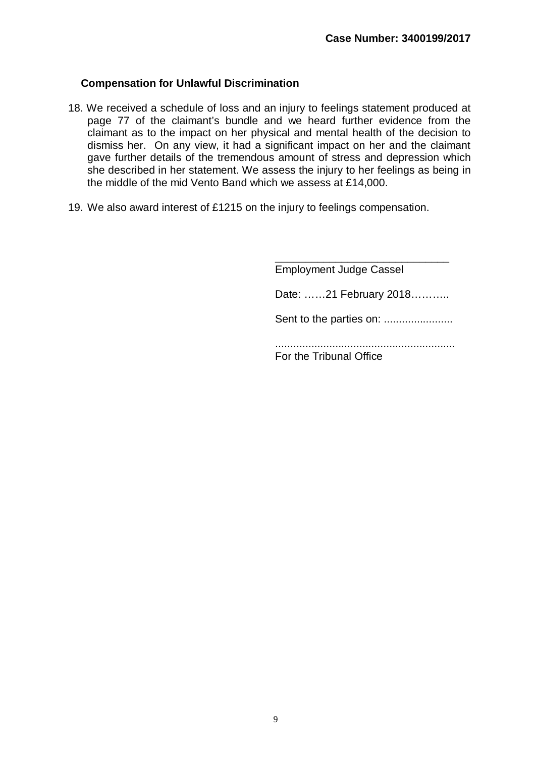### Compensation for Unlawful Discrimination

18. We received a schedule of loss and an injury to feelings statement produced at page 77 of the claimant's bundle and we heard further evidence from the claimant as to the impact on her physical and mental health of the decision to dismiss her. On any view, it had a significant impact on her and the claimant gave further details of the tremendous amount of stress and depression which she described in her statement. We assess the injury to her feelings as being in the middle of the mid Vento Band which we assess at £14,000.

19. We also award interest of £1215 on the injury to feelings compensation.

\_\_\_\_\_\_\_\_\_\_\_\_\_\_\_\_\_\_\_\_\_\_\_\_\_\_\_\_\_\_

Employment Judge Cassel

Date: ……21 February 2018………..

Sent to the parties on: .......................

...........................................................

For the Tribunal Office